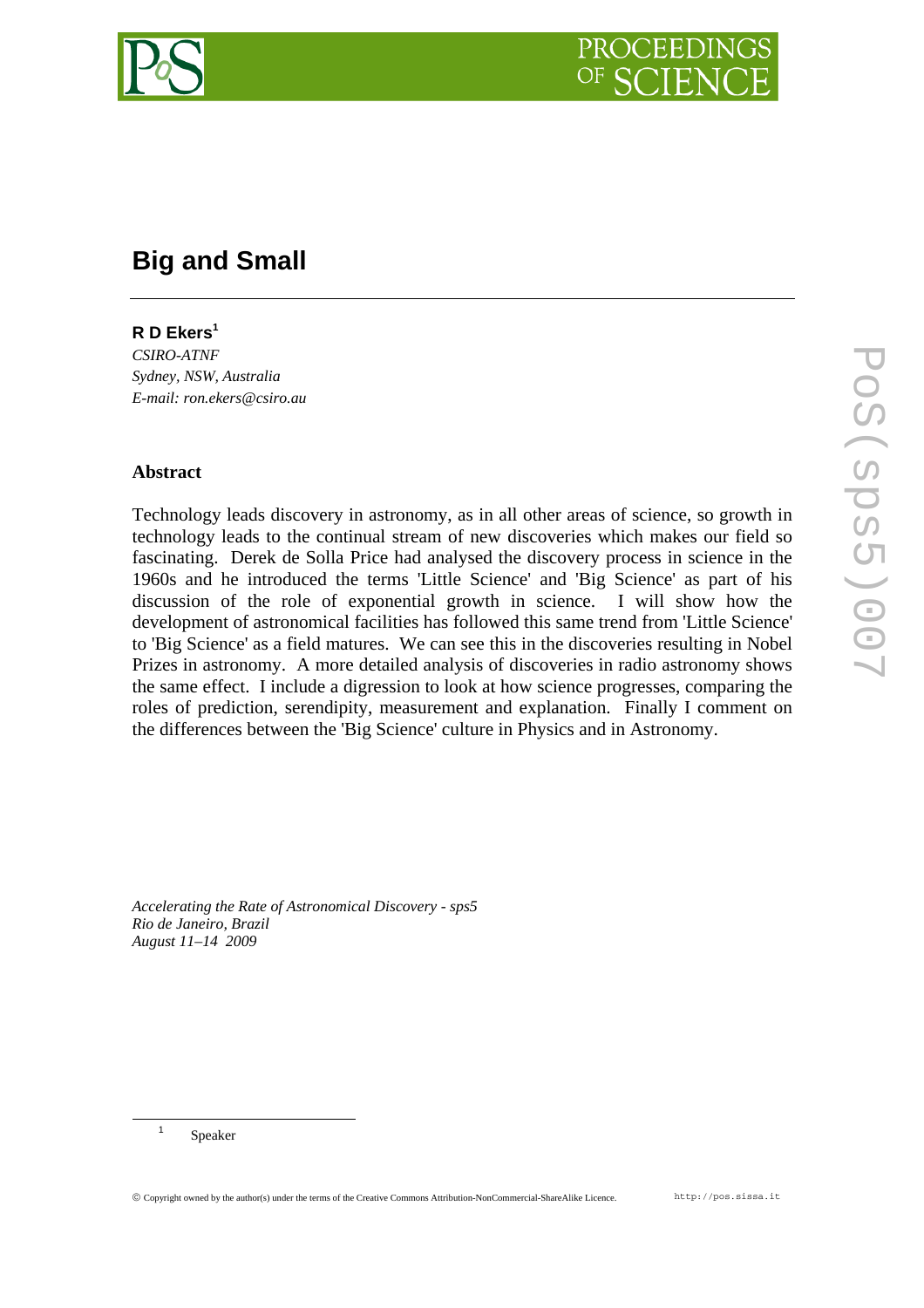# Big and Small

**R D Ekers**[1]

*CSIRO-ATNF*
*Sydney, NSW, Australia*
*E-mail: ron.ekers@csiro.au*

### Abstract

Technology leads discovery in astronomy, as in all other areas of science, so growth in technology leads to the continual stream of new discoveries which makes our field so fascinating. Derek de Solla Price had analysed the discovery process in science in the 1960s and he introduced the terms 'Little Science' and 'Big Science' as part of his discussion of the role of exponential growth in science. I will show how the development of astronomical facilities has followed this same trend from 'Little Science' to 'Big Science' as a field matures. We can see this in the discoveries resulting in Nobel Prizes in astronomy. A more detailed analysis of discoveries in radio astronomy shows the same effect. I include a digression to look at how science progresses, comparing the roles of prediction, serendipity, measurement and explanation. Finally I comment on the differences between the 'Big Science' culture in Physics and in Astronomy.

*Accelerating the Rate of Astronomical Discovery - sps5*
*Rio de Janeiro, Brazil*
*August 11–14 2009*

[1] Speaker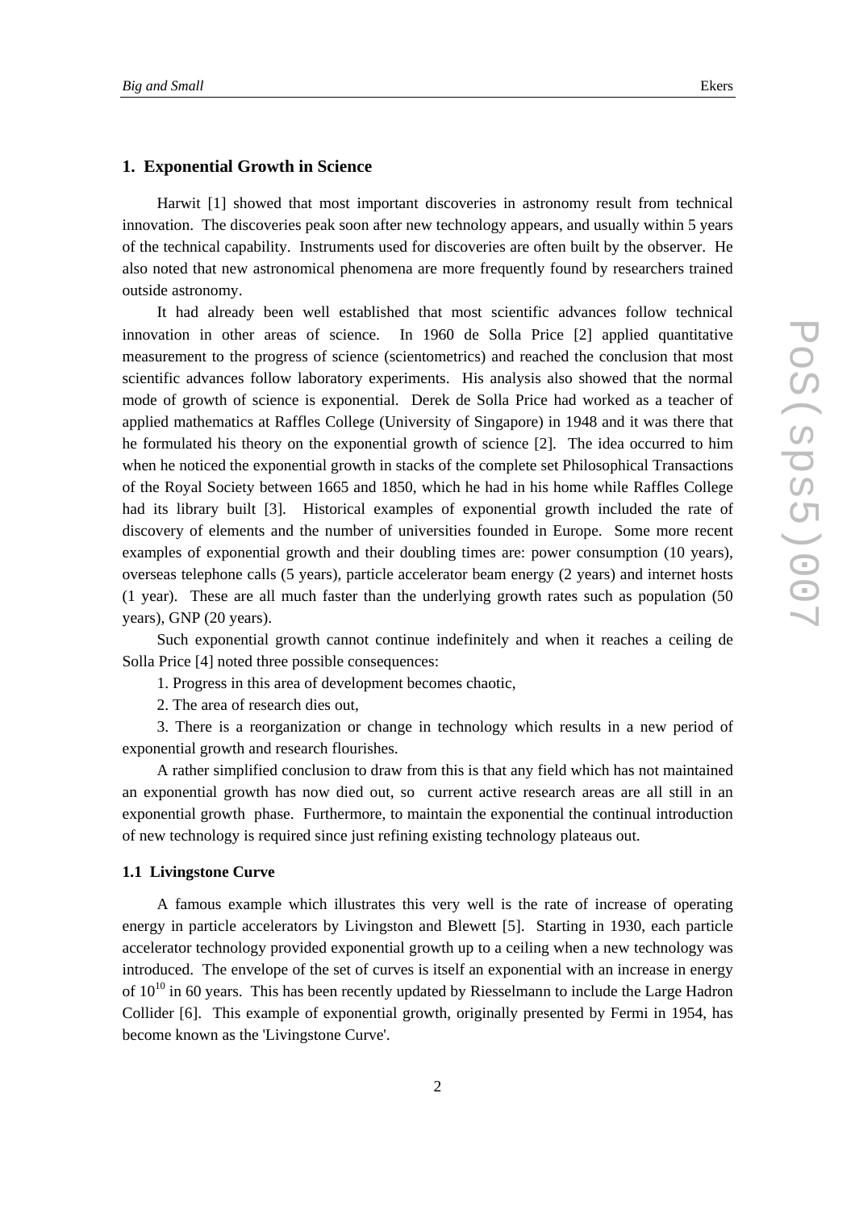## 1. Exponential Growth in Science

Harwit [1] showed that most important discoveries in astronomy result from technical innovation. The discoveries peak soon after new technology appears, and usually within 5 years of the technical capability. Instruments used for discoveries are often built by the observer. He also noted that new astronomical phenomena are more frequently found by researchers trained outside astronomy.

It had already been well established that most scientific advances follow technical innovation in other areas of science. In 1960 de Solla Price [2] applied quantitative measurement to the progress of science (scientometrics) and reached the conclusion that most scientific advances follow laboratory experiments. His analysis also showed that the normal mode of growth of science is exponential. Derek de Solla Price had worked as a teacher of applied mathematics at Raffles College (University of Singapore) in 1948 and it was there that he formulated his theory on the exponential growth of science [2]. The idea occurred to him when he noticed the exponential growth in stacks of the complete set Philosophical Transactions of the Royal Society between 1665 and 1850, which he had in his home while Raffles College had its library built [3]. Historical examples of exponential growth included the rate of discovery of elements and the number of universities founded in Europe. Some more recent examples of exponential growth and their doubling times are: power consumption (10 years), overseas telephone calls (5 years), particle accelerator beam energy (2 years) and internet hosts (1 year). These are all much faster than the underlying growth rates such as population (50 years), GNP (20 years).

Such exponential growth cannot continue indefinitely and when it reaches a ceiling de Solla Price [4] noted three possible consequences:

1. Progress in this area of development becomes chaotic,
2. The area of research dies out,
3. There is a reorganization or change in technology which results in a new period of exponential growth and research flourishes.

A rather simplified conclusion to draw from this is that any field which has not maintained an exponential growth has now died out, so current active research areas are all still in an exponential growth phase. Furthermore, to maintain the exponential the continual introduction of new technology is required since just refining existing technology plateaus out.

### 1.1 Livingstone Curve

A famous example which illustrates this very well is the rate of increase of operating energy in particle accelerators by Livingston and Blewett [5]. Starting in 1930, each particle accelerator technology provided exponential growth up to a ceiling when a new technology was introduced. The envelope of the set of curves is itself an exponential with an increase in energy of $10^{10}$ in 60 years. This has been recently updated by Riesselmann to include the Large Hadron Collider [6]. This example of exponential growth, originally presented by Fermi in 1954, has become known as the 'Livingstone Curve'.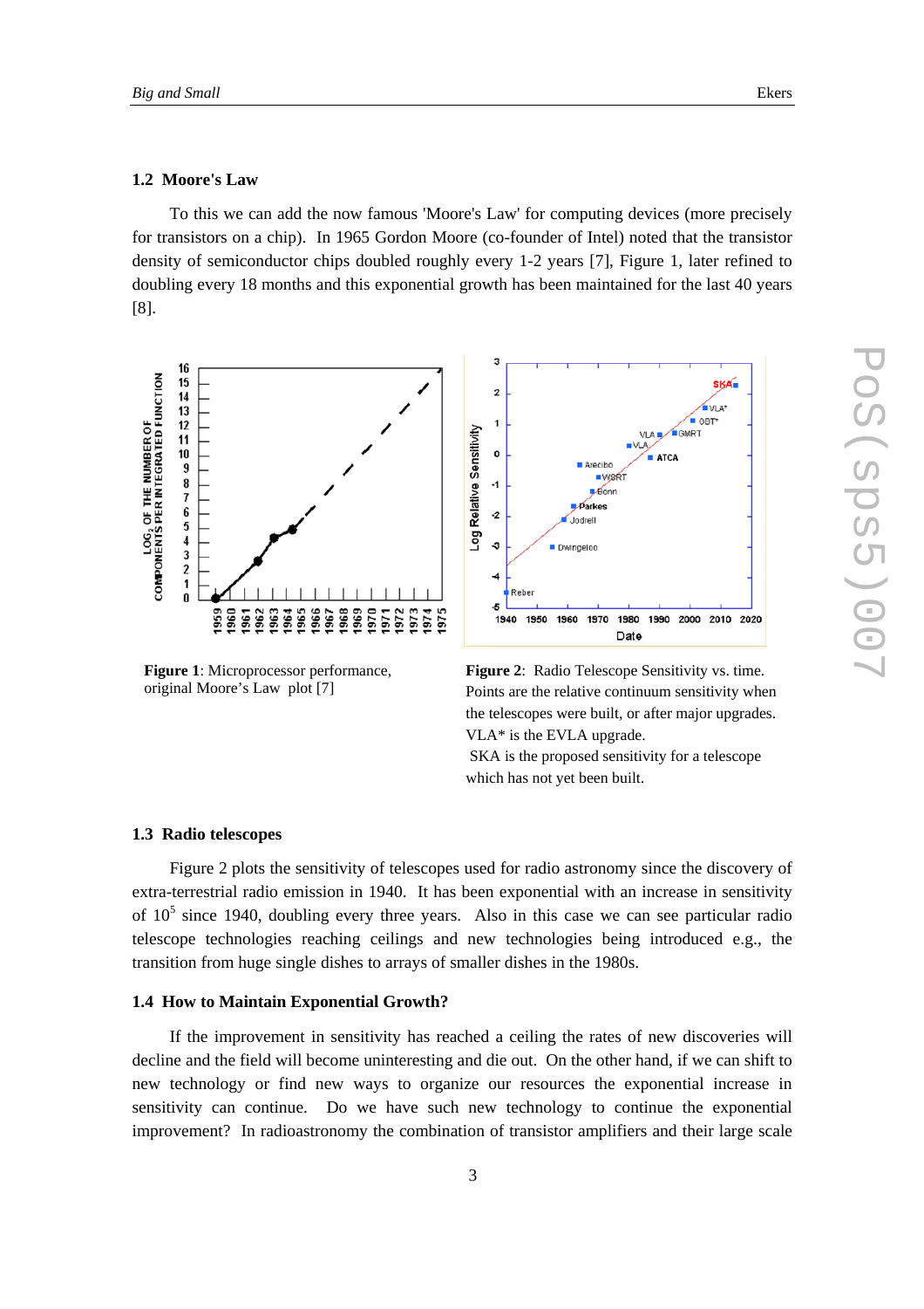## 1.2 Moore's Law

To this we can add the now famous 'Moore's Law' for computing devices (more precisely for transistors on a chip). In 1965 Gordon Moore (co-founder of Intel) noted that the transistor density of semiconductor chips doubled roughly every 1-2 years [7], Figure 1, later refined to doubling every 18 months and this exponential growth has been maintained for the last 40 years [8].

**Figure 1**: Microprocessor performance, original Moore's Law plot [7]

**Figure 2**: Radio Telescope Sensitivity vs. time. Points are the relative continuum sensitivity when the telescopes were built, or after major upgrades. VLA* is the EVLA upgrade.
SKA is the proposed sensitivity for a telescope which has not yet been built.

## 1.3 Radio telescopes

Figure 2 plots the sensitivity of telescopes used for radio astronomy since the discovery of extra-terrestrial radio emission in 1940. It has been exponential with an increase in sensitivity of $10^5$ since 1940, doubling every three years. Also in this case we can see particular radio telescope technologies reaching ceilings and new technologies being introduced e.g., the transition from huge single dishes to arrays of smaller dishes in the 1980s.

## 1.4 How to Maintain Exponential Growth?

If the improvement in sensitivity has reached a ceiling the rates of new discoveries will decline and the field will become uninteresting and die out. On the other hand, if we can shift to new technology or find new ways to organize our resources the exponential increase in sensitivity can continue. Do we have such new technology to continue the exponential improvement? In radioastronomy the combination of transistor amplifiers and their large scale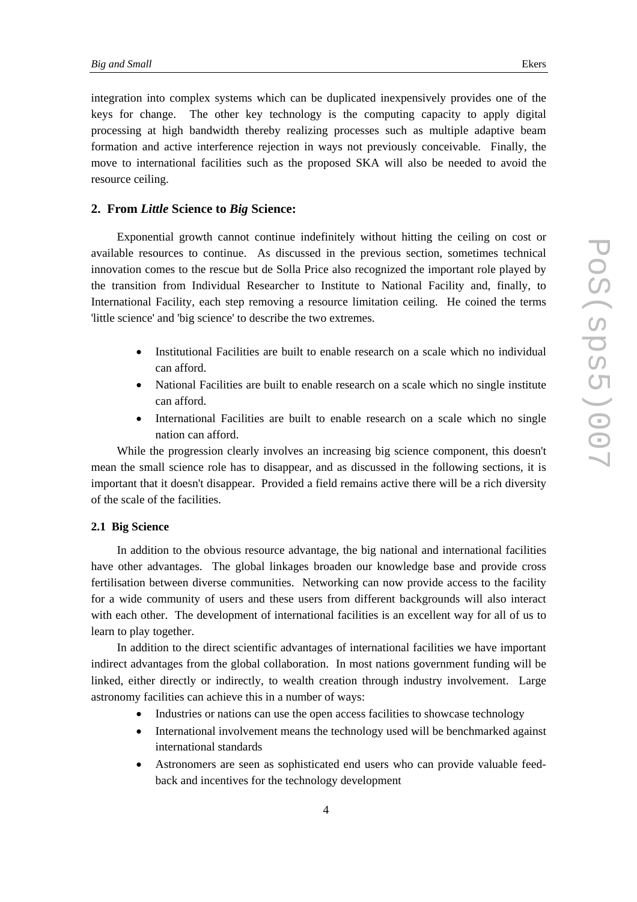integration into complex systems which can be duplicated inexpensively provides one of the keys for change. The other key technology is the computing capacity to apply digital processing at high bandwidth thereby realizing processes such as multiple adaptive beam formation and active interference rejection in ways not previously conceivable. Finally, the move to international facilities such as the proposed SKA will also be needed to avoid the resource ceiling.

## 2. From *Little* Science to *Big* Science:

Exponential growth cannot continue indefinitely without hitting the ceiling on cost or available resources to continue. As discussed in the previous section, sometimes technical innovation comes to the rescue but de Solla Price also recognized the important role played by the transition from Individual Researcher to Institute to National Facility and, finally, to International Facility, each step removing a resource limitation ceiling. He coined the terms 'little science' and 'big science' to describe the two extremes.

- Institutional Facilities are built to enable research on a scale which no individual can afford.
- National Facilities are built to enable research on a scale which no single institute can afford.
- International Facilities are built to enable research on a scale which no single nation can afford.

While the progression clearly involves an increasing big science component, this doesn't mean the small science role has to disappear, and as discussed in the following sections, it is important that it doesn't disappear. Provided a field remains active there will be a rich diversity of the scale of the facilities.

### 2.1 Big Science

In addition to the obvious resource advantage, the big national and international facilities have other advantages. The global linkages broaden our knowledge base and provide cross fertilisation between diverse communities. Networking can now provide access to the facility for a wide community of users and these users from different backgrounds will also interact with each other. The development of international facilities is an excellent way for all of us to learn to play together.

In addition to the direct scientific advantages of international facilities we have important indirect advantages from the global collaboration. In most nations government funding will be linked, either directly or indirectly, to wealth creation through industry involvement. Large astronomy facilities can achieve this in a number of ways:

- Industries or nations can use the open access facilities to showcase technology
- International involvement means the technology used will be benchmarked against international standards
- Astronomers are seen as sophisticated end users who can provide valuable feed-back and incentives for the technology development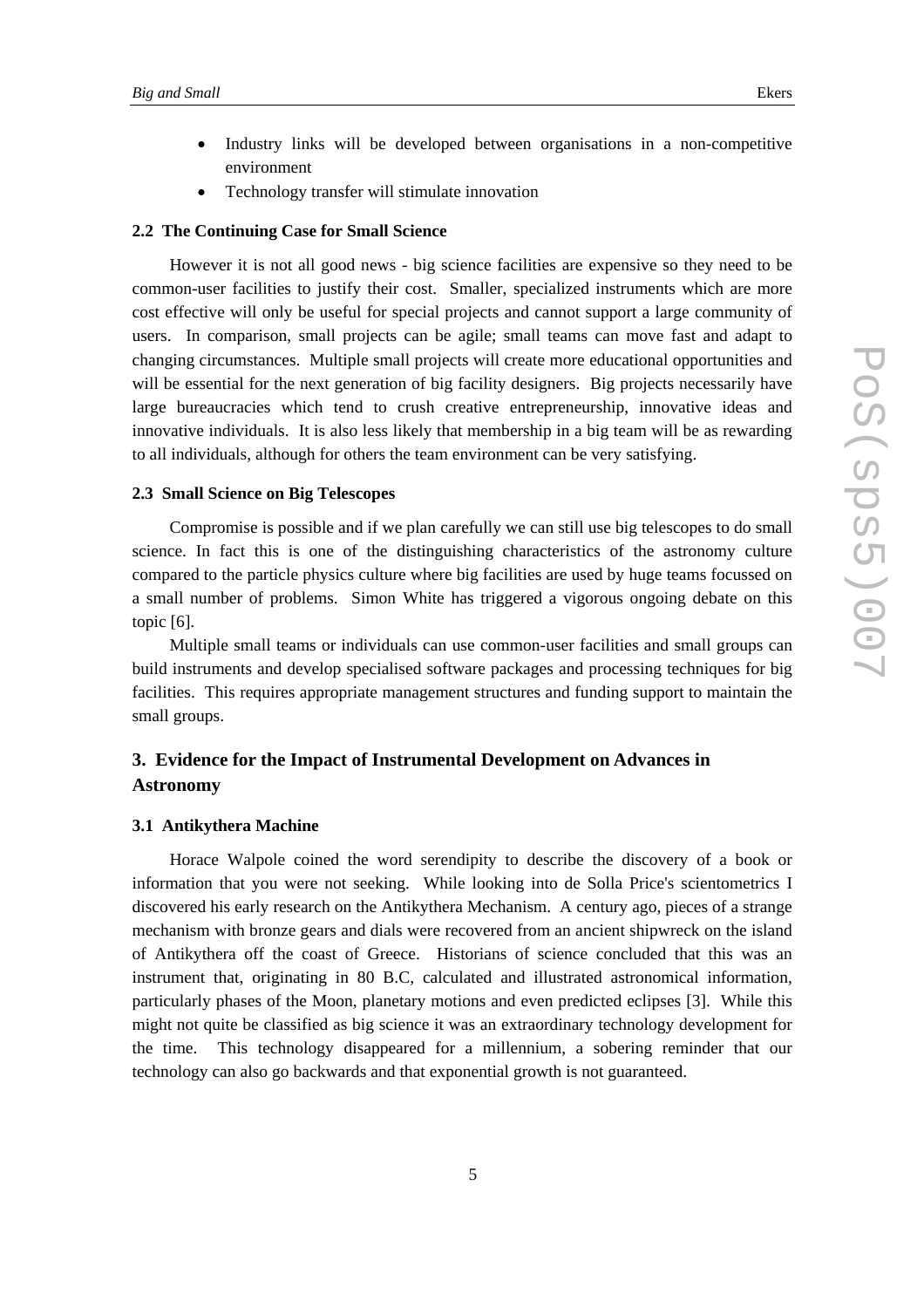- Industry links will be developed between organisations in a non-competitive environment
- Technology transfer will stimulate innovation

### 2.2 The Continuing Case for Small Science

However it is not all good news - big science facilities are expensive so they need to be common-user facilities to justify their cost. Smaller, specialized instruments which are more cost effective will only be useful for special projects and cannot support a large community of users. In comparison, small projects can be agile; small teams can move fast and adapt to changing circumstances. Multiple small projects will create more educational opportunities and will be essential for the next generation of big facility designers. Big projects necessarily have large bureaucracies which tend to crush creative entrepreneurship, innovative ideas and innovative individuals. It is also less likely that membership in a big team will be as rewarding to all individuals, although for others the team environment can be very satisfying.

### 2.3 Small Science on Big Telescopes

Compromise is possible and if we plan carefully we can still use big telescopes to do small science. In fact this is one of the distinguishing characteristics of the astronomy culture compared to the particle physics culture where big facilities are used by huge teams focussed on a small number of problems. Simon White has triggered a vigorous ongoing debate on this topic [6].

Multiple small teams or individuals can use common-user facilities and small groups can build instruments and develop specialised software packages and processing techniques for big facilities. This requires appropriate management structures and funding support to maintain the small groups.

## 3. Evidence for the Impact of Instrumental Development on Advances in Astronomy

### 3.1 Antikythera Machine

Horace Walpole coined the word serendipity to describe the discovery of a book or information that you were not seeking. While looking into de Solla Price's scientometrics I discovered his early research on the Antikythera Mechanism. A century ago, pieces of a strange mechanism with bronze gears and dials were recovered from an ancient shipwreck on the island of Antikythera off the coast of Greece. Historians of science concluded that this was an instrument that, originating in 80 B.C, calculated and illustrated astronomical information, particularly phases of the Moon, planetary motions and even predicted eclipses [3]. While this might not quite be classified as big science it was an extraordinary technology development for the time. This technology disappeared for a millennium, a sobering reminder that our technology can also go backwards and that exponential growth is not guaranteed.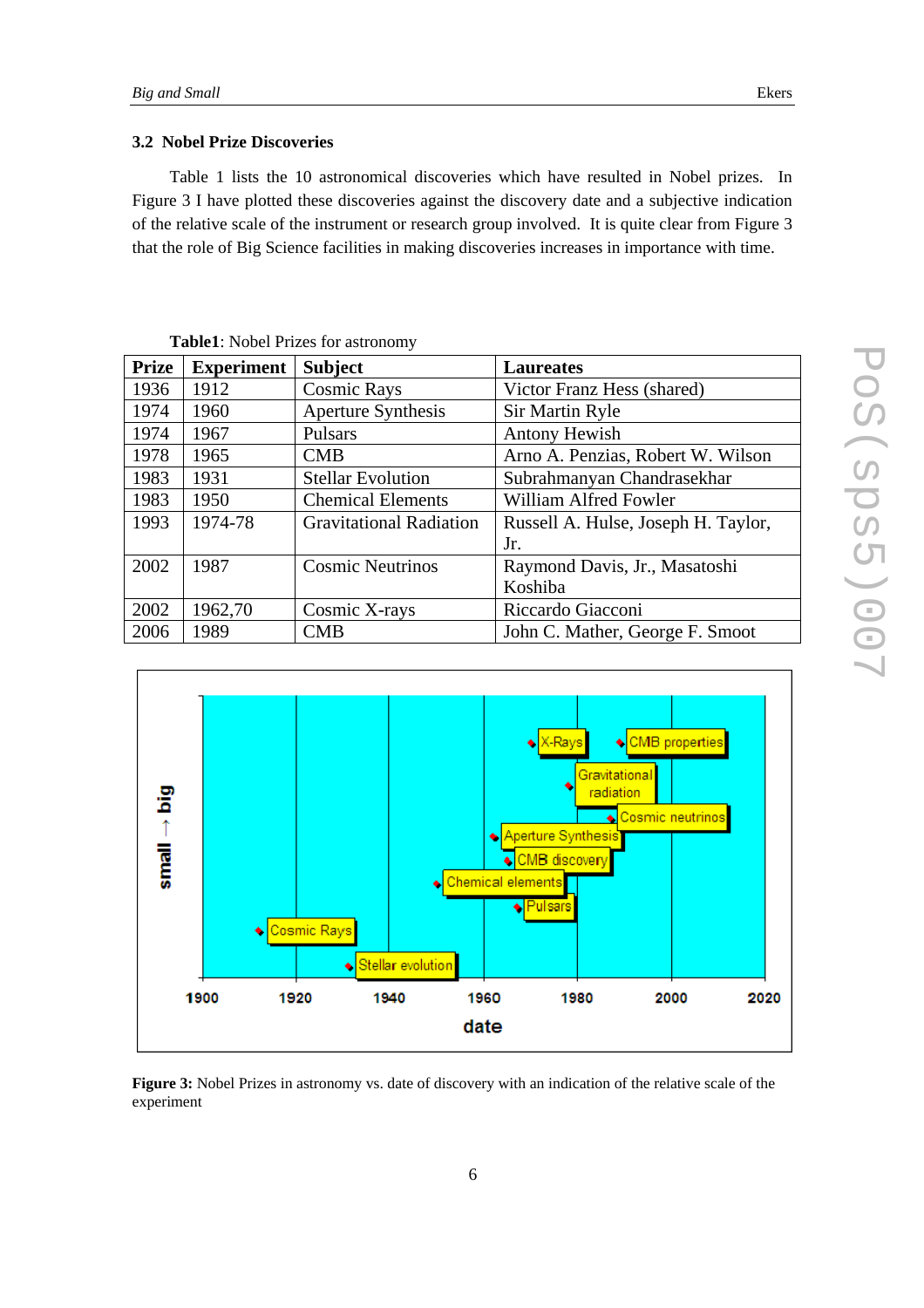### 3.2 Nobel Prize Discoveries

Table 1 lists the 10 astronomical discoveries which have resulted in Nobel prizes. In Figure 3 I have plotted these discoveries against the discovery date and a subjective indication of the relative scale of the instrument or research group involved. It is quite clear from Figure 3 that the role of Big Science facilities in making discoveries increases in importance with time.

**Table1**: Nobel Prizes for astronomy

| Prize | Experiment | Subject | Laureates |
|---|---|---|---|
| 1936 | 1912 | Cosmic Rays | Victor Franz Hess (shared) |
| 1974 | 1960 | Aperture Synthesis | Sir Martin Ryle |
| 1974 | 1967 | Pulsars | Antony Hewish |
| 1978 | 1965 | CMB | Arno A. Penzias, Robert W. Wilson |
| 1983 | 1931 | Stellar Evolution | Subrahmanyan Chandrasekhar |
| 1983 | 1950 | Chemical Elements | William Alfred Fowler |
| 1993 | 1974-78 | Gravitational Radiation | Russell A. Hulse, Joseph H. Taylor, Jr. |
| 2002 | 1987 | Cosmic Neutrinos | Raymond Davis, Jr., Masatoshi Koshiba |
| 2002 | 1962,70 | Cosmic X-rays | Riccardo Giacconi |
| 2006 | 1989 | CMB | John C. Mather, George F. Smoot |

**Figure 3:** Nobel Prizes in astronomy vs. date of discovery with an indication of the relative scale of the experiment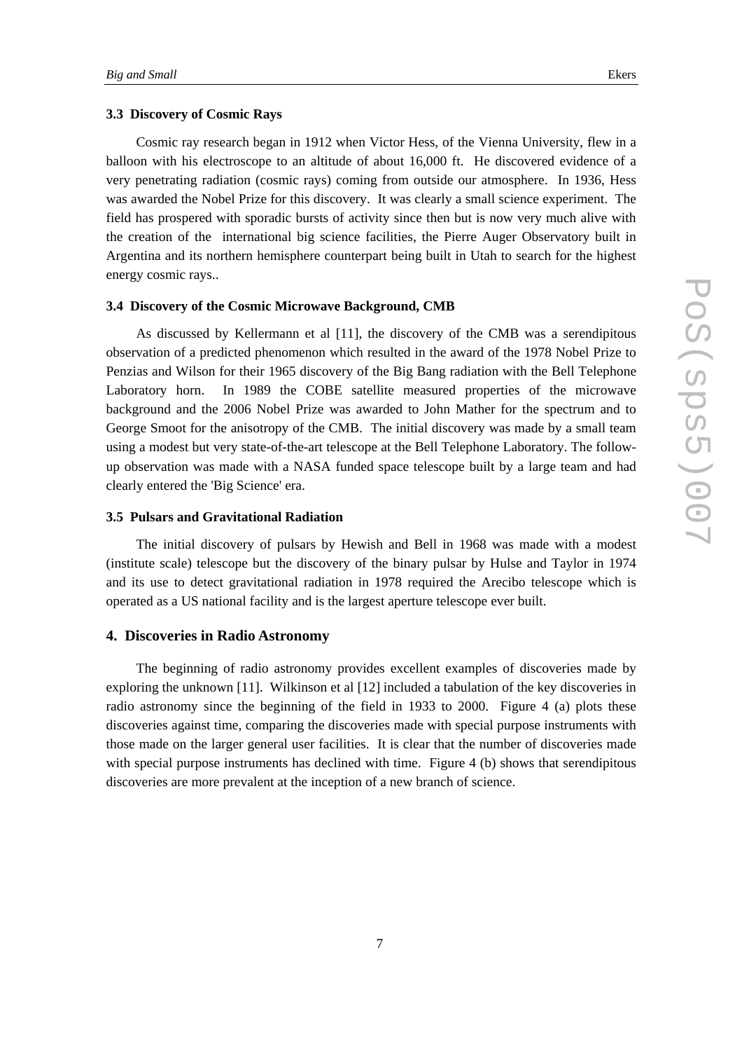### 3.3 Discovery of Cosmic Rays

Cosmic ray research began in 1912 when Victor Hess, of the Vienna University, flew in a balloon with his electroscope to an altitude of about 16,000 ft. He discovered evidence of a very penetrating radiation (cosmic rays) coming from outside our atmosphere. In 1936, Hess was awarded the Nobel Prize for this discovery. It was clearly a small science experiment. The field has prospered with sporadic bursts of activity since then but is now very much alive with the creation of the international big science facilities, the Pierre Auger Observatory built in Argentina and its northern hemisphere counterpart being built in Utah to search for the highest energy cosmic rays..

### 3.4 Discovery of the Cosmic Microwave Background, CMB

As discussed by Kellermann et al [11], the discovery of the CMB was a serendipitous observation of a predicted phenomenon which resulted in the award of the 1978 Nobel Prize to Penzias and Wilson for their 1965 discovery of the Big Bang radiation with the Bell Telephone Laboratory horn. In 1989 the COBE satellite measured properties of the microwave background and the 2006 Nobel Prize was awarded to John Mather for the spectrum and to George Smoot for the anisotropy of the CMB. The initial discovery was made by a small team using a modest but very state-of-the-art telescope at the Bell Telephone Laboratory. The follow-up observation was made with a NASA funded space telescope built by a large team and had clearly entered the 'Big Science' era.

### 3.5 Pulsars and Gravitational Radiation

The initial discovery of pulsars by Hewish and Bell in 1968 was made with a modest (institute scale) telescope but the discovery of the binary pulsar by Hulse and Taylor in 1974 and its use to detect gravitational radiation in 1978 required the Arecibo telescope which is operated as a US national facility and is the largest aperture telescope ever built.

## 4. Discoveries in Radio Astronomy

The beginning of radio astronomy provides excellent examples of discoveries made by exploring the unknown [11]. Wilkinson et al [12] included a tabulation of the key discoveries in radio astronomy since the beginning of the field in 1933 to 2000. Figure 4 (a) plots these discoveries against time, comparing the discoveries made with special purpose instruments with those made on the larger general user facilities. It is clear that the number of discoveries made with special purpose instruments has declined with time. Figure 4 (b) shows that serendipitous discoveries are more prevalent at the inception of a new branch of science.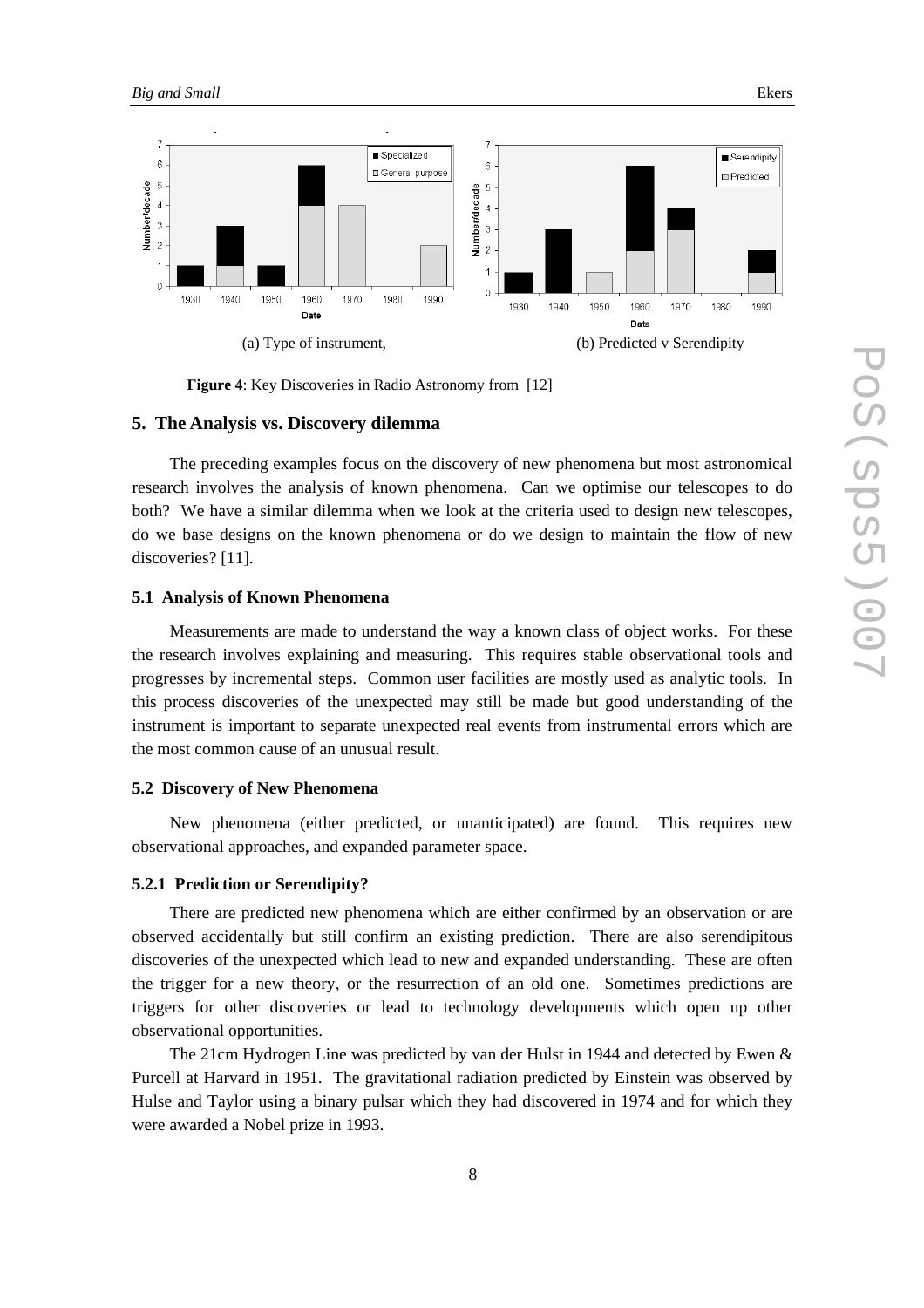(a) Type of instrument, (b) Predicted v Serendipity

**Figure 4**: Key Discoveries in Radio Astronomy from [12]

## 5. The Analysis vs. Discovery dilemma

The preceding examples focus on the discovery of new phenomena but most astronomical research involves the analysis of known phenomena. Can we optimise our telescopes to do both? We have a similar dilemma when we look at the criteria used to design new telescopes, do we base designs on the known phenomena or do we design to maintain the flow of new discoveries? [11].

### 5.1 Analysis of Known Phenomena

Measurements are made to understand the way a known class of object works. For these the research involves explaining and measuring. This requires stable observational tools and progresses by incremental steps. Common user facilities are mostly used as analytic tools. In this process discoveries of the unexpected may still be made but good understanding of the instrument is important to separate unexpected real events from instrumental errors which are the most common cause of an unusual result.

### 5.2 Discovery of New Phenomena

New phenomena (either predicted, or unanticipated) are found. This requires new observational approaches, and expanded parameter space.

#### 5.2.1 Prediction or Serendipity?

There are predicted new phenomena which are either confirmed by an observation or are observed accidentally but still confirm an existing prediction. There are also serendipitous discoveries of the unexpected which lead to new and expanded understanding. These are often the trigger for a new theory, or the resurrection of an old one. Sometimes predictions are triggers for other discoveries or lead to technology developments which open up other observational opportunities.

The 21cm Hydrogen Line was predicted by van der Hulst in 1944 and detected by Ewen & Purcell at Harvard in 1951. The gravitational radiation predicted by Einstein was observed by Hulse and Taylor using a binary pulsar which they had discovered in 1974 and for which they were awarded a Nobel prize in 1993.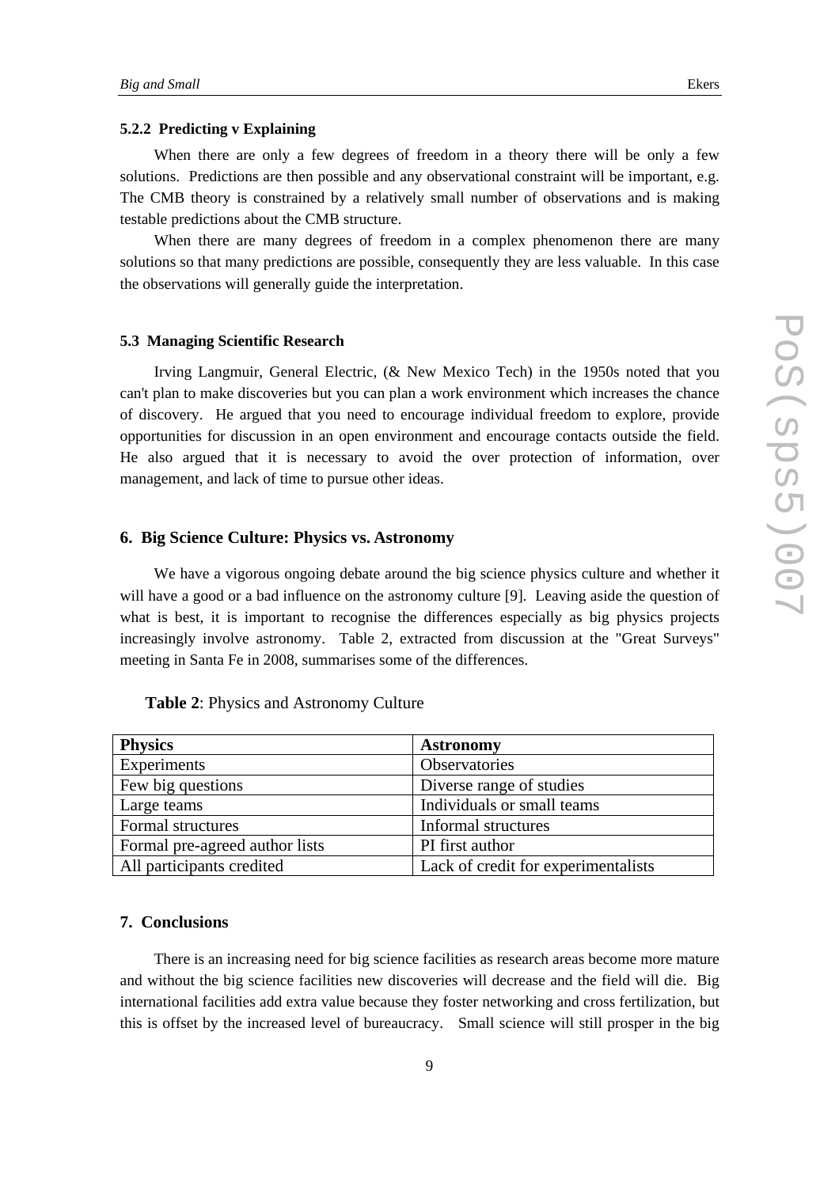#### 5.2.2 Predicting v Explaining

When there are only a few degrees of freedom in a theory there will be only a few solutions. Predictions are then possible and any observational constraint will be important, e.g. The CMB theory is constrained by a relatively small number of observations and is making testable predictions about the CMB structure.

When there are many degrees of freedom in a complex phenomenon there are many solutions so that many predictions are possible, consequently they are less valuable. In this case the observations will generally guide the interpretation.

### 5.3 Managing Scientific Research

Irving Langmuir, General Electric, (& New Mexico Tech) in the 1950s noted that you can't plan to make discoveries but you can plan a work environment which increases the chance of discovery. He argued that you need to encourage individual freedom to explore, provide opportunities for discussion in an open environment and encourage contacts outside the field. He also argued that it is necessary to avoid the over protection of information, over management, and lack of time to pursue other ideas.

## 6. Big Science Culture: Physics vs. Astronomy

We have a vigorous ongoing debate around the big science physics culture and whether it will have a good or a bad influence on the astronomy culture [9]. Leaving aside the question of what is best, it is important to recognise the differences especially as big physics projects increasingly involve astronomy. Table 2, extracted from discussion at the "Great Surveys" meeting in Santa Fe in 2008, summarises some of the differences.

**Table 2**: Physics and Astronomy Culture

| **Physics** | **Astronomy** |
|---|---|
| Experiments | Observatories |
| Few big questions | Diverse range of studies |
| Large teams | Individuals or small teams |
| Formal structures | Informal structures |
| Formal pre-agreed author lists | PI first author |
| All participants credited | Lack of credit for experimentalists |

## 7. Conclusions

There is an increasing need for big science facilities as research areas become more mature and without the big science facilities new discoveries will decrease and the field will die. Big international facilities add extra value because they foster networking and cross fertilization, but this is offset by the increased level of bureaucracy. Small science will still prosper in the big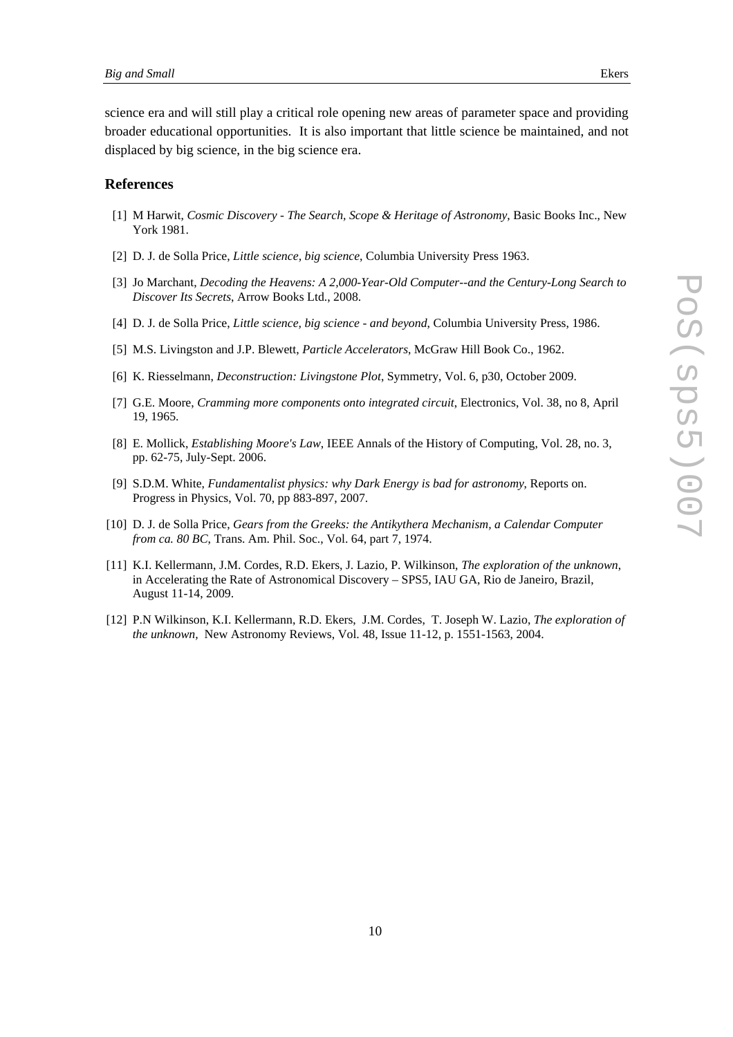science era and will still play a critical role opening new areas of parameter space and providing broader educational opportunities. It is also important that little science be maintained, and not displaced by big science, in the big science era.

## References

[1] M Harwit, *Cosmic Discovery - The Search, Scope & Heritage of Astronomy*, Basic Books Inc., New York 1981.

[2] D. J. de Solla Price, *Little science, big science*, Columbia University Press 1963.

[3] Jo Marchant, *Decoding the Heavens: A 2,000-Year-Old Computer--and the Century-Long Search to Discover Its Secrets*, Arrow Books Ltd., 2008.

[4] D. J. de Solla Price, *Little science, big science - and beyond*, Columbia University Press, 1986.

[5] M.S. Livingston and J.P. Blewett, *Particle Accelerators*, McGraw Hill Book Co., 1962.

[6] K. Riesselmann, *Deconstruction: Livingstone Plot*, Symmetry, Vol. 6, p30, October 2009.

[7] G.E. Moore, *Cramming more components onto integrated circuit*, Electronics, Vol. 38, no 8, April 19, 1965.

[8] E. Mollick, *Establishing Moore's Law*, IEEE Annals of the History of Computing, Vol. 28, no. 3, pp. 62-75, July-Sept. 2006.

[9] S.D.M. White, *Fundamentalist physics: why Dark Energy is bad for astronomy*, Reports on. Progress in Physics, Vol. 70, pp 883-897, 2007.

[10] D. J. de Solla Price, *Gears from the Greeks: the Antikythera Mechanism, a Calendar Computer from ca. 80 BC*, Trans. Am. Phil. Soc., Vol. 64, part 7, 1974.

[11] K.I. Kellermann, J.M. Cordes, R.D. Ekers, J. Lazio, P. Wilkinson, *The exploration of the unknown*, in Accelerating the Rate of Astronomical Discovery – SPS5, IAU GA, Rio de Janeiro, Brazil, August 11-14, 2009.

[12] P.N Wilkinson, K.I. Kellermann, R.D. Ekers, J.M. Cordes, T. Joseph W. Lazio, *The exploration of the unknown*, New Astronomy Reviews, Vol. 48, Issue 11-12, p. 1551-1563, 2004.